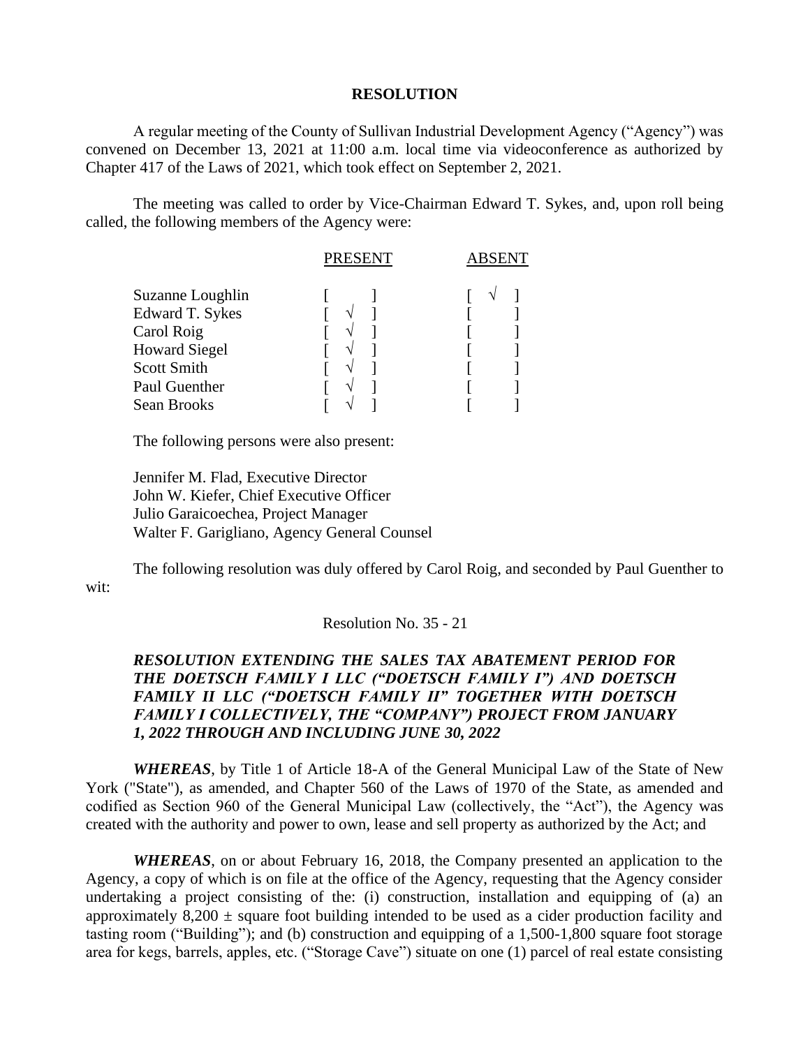## RESOLUTION

A regular meeting of the County of Sullivan Industrial Development Agency ("Agency") was convened on December 13, 2021 at 11:00 a.m. local time via videoconference as authorized by Chapter 417 of the Laws of 2021, which took effect on September 2, 2021.

The meeting was called to order by Vice-Chairman Edward T. Sykes, and, upon roll being called, the following members of the Agency were:

| | PRESENT | ABSENT |
|---|---|---|
| Suzanne Loughlin | [ ] | [ √ ] |
| Edward T. Sykes | [ √ ] | [ ] |
| Carol Roig | [ √ ] | [ ] |
| Howard Siegel | [ √ ] | [ ] |
| Scott Smith | [ √ ] | [ ] |
| Paul Guenther | [ √ ] | [ ] |
| Sean Brooks | [ √ ] | [ ] |

The following persons were also present:

Jennifer M. Flad, Executive Director
John W. Kiefer, Chief Executive Officer
Julio Garaicoechea, Project Manager
Walter F. Garigliano, Agency General Counsel

The following resolution was duly offered by Carol Roig, and seconded by Paul Guenther to wit:

Resolution No. 35 - 21

***RESOLUTION EXTENDING THE SALES TAX ABATEMENT PERIOD FOR THE DOETSCH FAMILY I LLC ("DOETSCH FAMILY I") AND DOETSCH FAMILY II LLC ("DOETSCH FAMILY II" TOGETHER WITH DOETSCH FAMILY I COLLECTIVELY, THE "COMPANY") PROJECT FROM JANUARY 1, 2022 THROUGH AND INCLUDING JUNE 30, 2022***

***WHEREAS***, by Title 1 of Article 18-A of the General Municipal Law of the State of New York ("State"), as amended, and Chapter 560 of the Laws of 1970 of the State, as amended and codified as Section 960 of the General Municipal Law (collectively, the "Act"), the Agency was created with the authority and power to own, lease and sell property as authorized by the Act; and

***WHEREAS***, on or about February 16, 2018, the Company presented an application to the Agency, a copy of which is on file at the office of the Agency, requesting that the Agency consider undertaking a project consisting of the: (i) construction, installation and equipping of (a) an approximately 8,200 ± square foot building intended to be used as a cider production facility and tasting room ("Building"); and (b) construction and equipping of a 1,500-1,800 square foot storage area for kegs, barrels, apples, etc. ("Storage Cave") situate on one (1) parcel of real estate consisting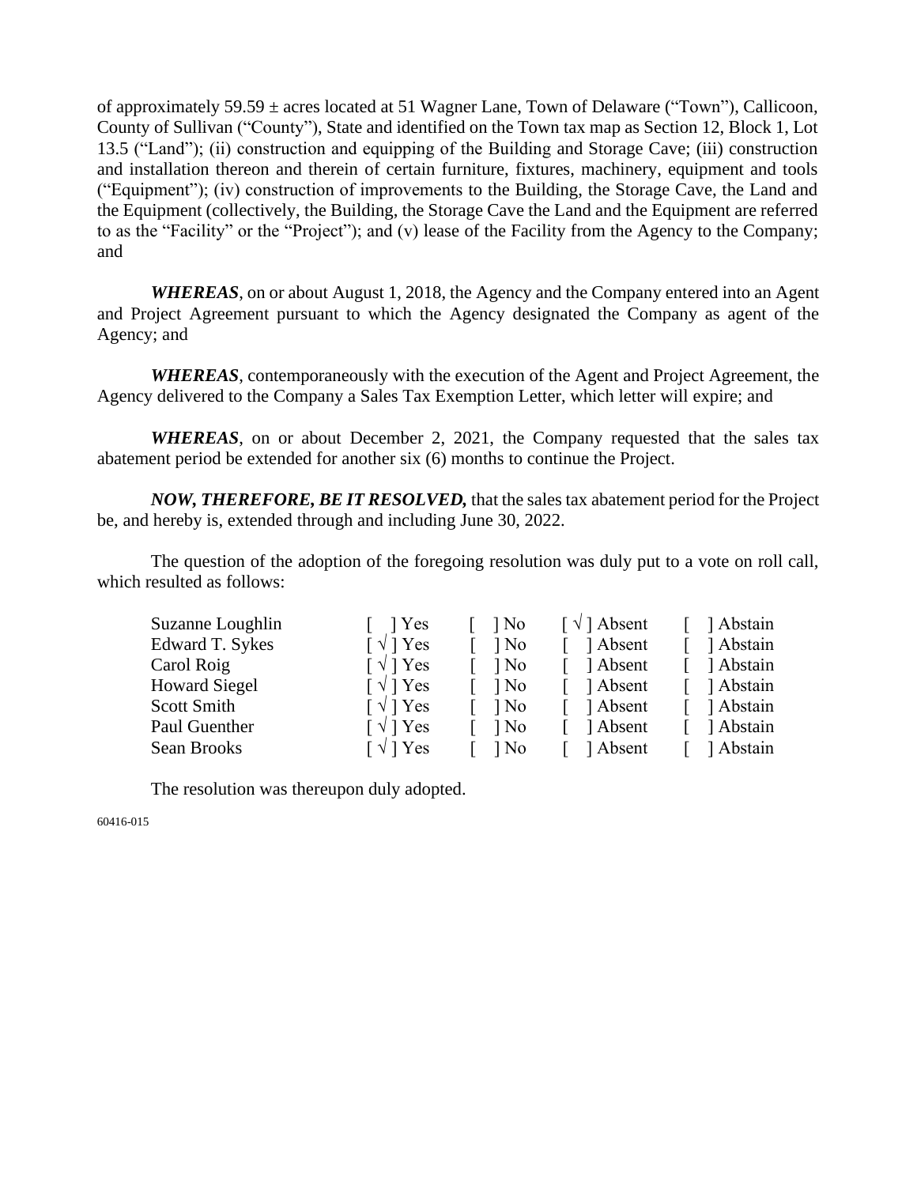of approximately 59.59 ± acres located at 51 Wagner Lane, Town of Delaware ("Town"), Callicoon, County of Sullivan ("County"), State and identified on the Town tax map as Section 12, Block 1, Lot 13.5 ("Land"); (ii) construction and equipping of the Building and Storage Cave; (iii) construction and installation thereon and therein of certain furniture, fixtures, machinery, equipment and tools ("Equipment"); (iv) construction of improvements to the Building, the Storage Cave, the Land and the Equipment (collectively, the Building, the Storage Cave the Land and the Equipment are referred to as the "Facility" or the "Project"); and (v) lease of the Facility from the Agency to the Company; and

***WHEREAS***, on or about August 1, 2018, the Agency and the Company entered into an Agent and Project Agreement pursuant to which the Agency designated the Company as agent of the Agency; and

***WHEREAS***, contemporaneously with the execution of the Agent and Project Agreement, the Agency delivered to the Company a Sales Tax Exemption Letter, which letter will expire; and

***WHEREAS***, on or about December 2, 2021, the Company requested that the sales tax abatement period be extended for another six (6) months to continue the Project.

***NOW, THEREFORE, BE IT RESOLVED,*** that the sales tax abatement period for the Project be, and hereby is, extended through and including June 30, 2022.

The question of the adoption of the foregoing resolution was duly put to a vote on roll call, which resulted as follows:

| | | | | |
|---|---|---|---|---|
| Suzanne Loughlin | [ ] Yes | [ ] No | [ √ ] Absent | [ ] Abstain |
| Edward T. Sykes | [ √ ] Yes | [ ] No | [ ] Absent | [ ] Abstain |
| Carol Roig | [ √ ] Yes | [ ] No | [ ] Absent | [ ] Abstain |
| Howard Siegel | [ √ ] Yes | [ ] No | [ ] Absent | [ ] Abstain |
| Scott Smith | [ √ ] Yes | [ ] No | [ ] Absent | [ ] Abstain |
| Paul Guenther | [ √ ] Yes | [ ] No | [ ] Absent | [ ] Abstain |
| Sean Brooks | [ √ ] Yes | [ ] No | [ ] Absent | [ ] Abstain |

The resolution was thereupon duly adopted.

60416-015